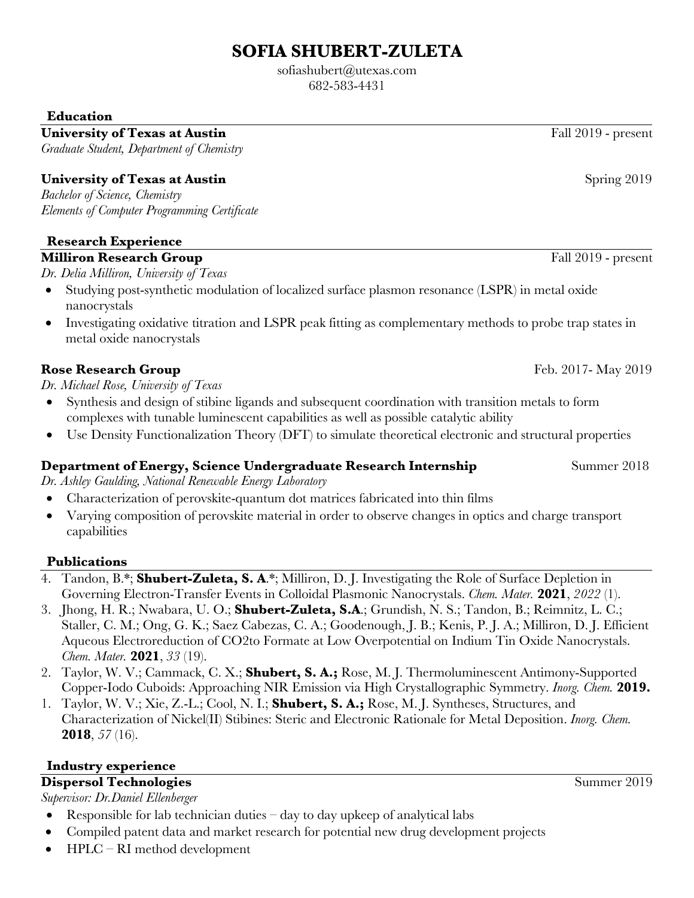# SOFIA SHUBERT-ZULETA

sofiashubert@utexas.com
682-583-4431

## Education

**University of Texas at Austin** Fall 2019 - present
*Graduate Student, Department of Chemistry*

**University of Texas at Austin** Spring 2019
*Bachelor of Science, Chemistry*
*Elements of Computer Programming Certificate*

## Research Experience

**Milliron Research Group** Fall 2019 - present
*Dr. Delia Milliron, University of Texas*

- Studying post-synthetic modulation of localized surface plasmon resonance (LSPR) in metal oxide nanocrystals
- Investigating oxidative titration and LSPR peak fitting as complementary methods to probe trap states in metal oxide nanocrystals

**Rose Research Group** Feb. 2017- May 2019
*Dr. Michael Rose, University of Texas*

- Synthesis and design of stibine ligands and subsequent coordination with transition metals to form complexes with tunable luminescent capabilities as well as possible catalytic ability
- Use Density Functionalization Theory (DFT) to simulate theoretical electronic and structural properties

**Department of Energy, Science Undergraduate Research Internship** Summer 2018
*Dr. Ashley Gaulding, National Renewable Energy Laboratory*

- Characterization of perovskite-quantum dot matrices fabricated into thin films
- Varying composition of perovskite material in order to observe changes in optics and charge transport capabilities

## Publications

4. Tandon, B.*; **Shubert-Zuleta, S. A**.*; Milliron, D. J. Investigating the Role of Surface Depletion in Governing Electron-Transfer Events in Colloidal Plasmonic Nanocrystals. *Chem. Mater.* **2021**, *2022* (1).
3. Jhong, H. R.; Nwabara, U. O.; **Shubert-Zuleta, S.A**.; Grundish, N. S.; Tandon, B.; Reimnitz, L. C.; Staller, C. M.; Ong, G. K.; Saez Cabezas, C. A.; Goodenough, J. B.; Kenis, P. J. A.; Milliron, D. J. Efficient Aqueous Electroreduction of CO2to Formate at Low Overpotential on Indium Tin Oxide Nanocrystals. *Chem. Mater.* **2021**, *33* (19).
2. Taylor, W. V.; Cammack, C. X.; **Shubert, S. A.;** Rose, M. J. Thermoluminescent Antimony-Supported Copper-Iodo Cuboids: Approaching NIR Emission via High Crystallographic Symmetry. *Inorg. Chem.* **2019.**
1. Taylor, W. V.; Xie, Z.-L.; Cool, N. I.; **Shubert, S. A.;** Rose, M. J. Syntheses, Structures, and Characterization of Nickel(II) Stibines: Steric and Electronic Rationale for Metal Deposition. *Inorg. Chem.* **2018**, *57* (16).

## Industry experience

**Dispersol Technologies** Summer 2019
*Supervisor: Dr.Daniel Ellenberger*

- Responsible for lab technician duties – day to day upkeep of analytical labs
- Compiled patent data and market research for potential new drug development projects
- HPLC – RI method development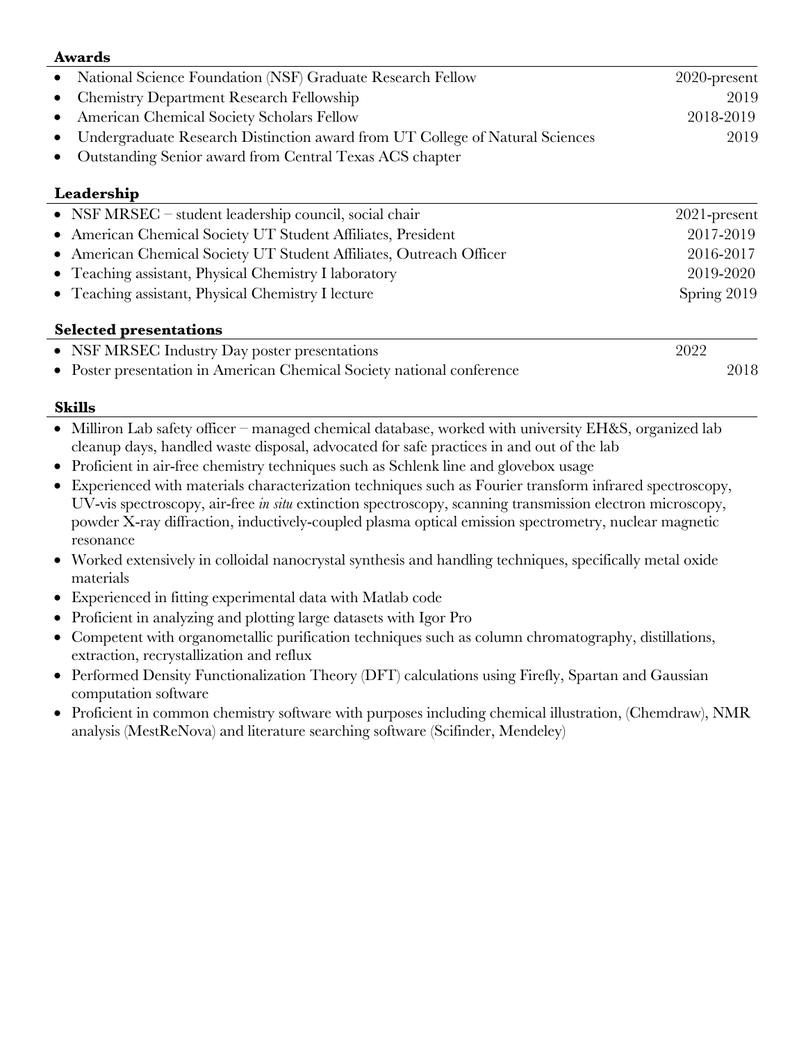## Awards

- National Science Foundation (NSF) Graduate Research Fellow 2020-present
- Chemistry Department Research Fellowship 2019
- American Chemical Society Scholars Fellow 2018-2019
- Undergraduate Research Distinction award from UT College of Natural Sciences 2019
- Outstanding Senior award from Central Texas ACS chapter

## Leadership

- NSF MRSEC – student leadership council, social chair 2021-present
- American Chemical Society UT Student Affiliates, President 2017-2019
- American Chemical Society UT Student Affiliates, Outreach Officer 2016-2017
- Teaching assistant, Physical Chemistry I laboratory 2019-2020
- Teaching assistant, Physical Chemistry I lecture Spring 2019

## Selected presentations

- NSF MRSEC Industry Day poster presentations 2022
- Poster presentation in American Chemical Society national conference 2018

## Skills

- Milliron Lab safety officer – managed chemical database, worked with university EH&S, organized lab cleanup days, handled waste disposal, advocated for safe practices in and out of the lab
- Proficient in air-free chemistry techniques such as Schlenk line and glovebox usage
- Experienced with materials characterization techniques such as Fourier transform infrared spectroscopy, UV-vis spectroscopy, air-free *in situ* extinction spectroscopy, scanning transmission electron microscopy, powder X-ray diffraction, inductively-coupled plasma optical emission spectrometry, nuclear magnetic resonance
- Worked extensively in colloidal nanocrystal synthesis and handling techniques, specifically metal oxide materials
- Experienced in fitting experimental data with Matlab code
- Proficient in analyzing and plotting large datasets with Igor Pro
- Competent with organometallic purification techniques such as column chromatography, distillations, extraction, recrystallization and reflux
- Performed Density Functionalization Theory (DFT) calculations using Firefly, Spartan and Gaussian computation software
- Proficient in common chemistry software with purposes including chemical illustration, (Chemdraw), NMR analysis (MestReNova) and literature searching software (Scifinder, Mendeley)